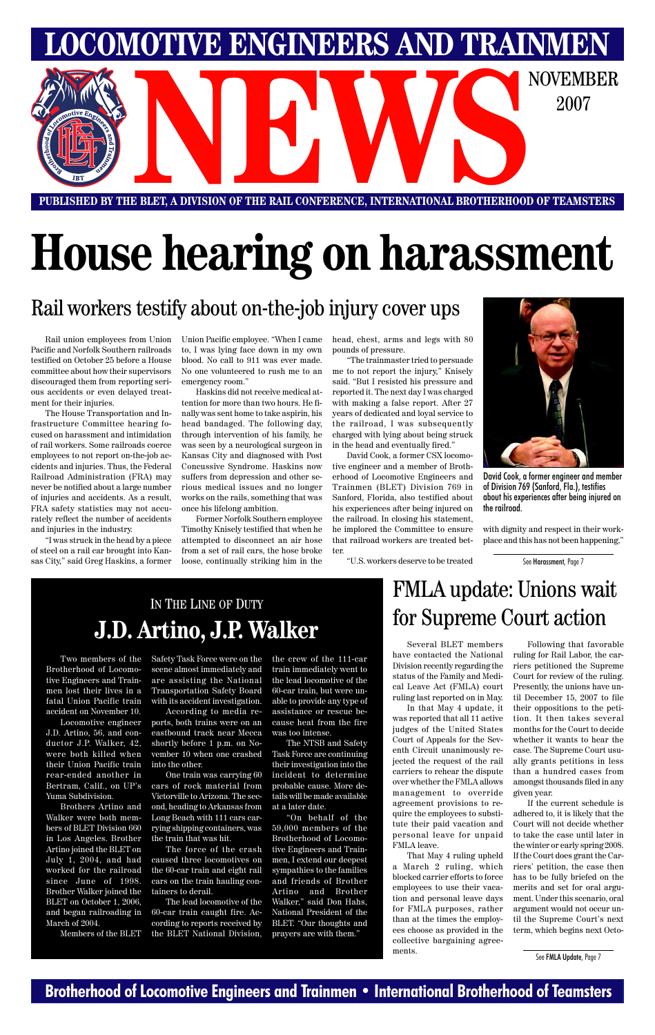# LOCOMOTIVE ENGINEERS AND TRAINMEN NEWS

NOVEMBER 2007

PUBLISHED BY THE BLET, A DIVISION OF THE RAIL CONFERENCE, INTERNATIONAL BROTHERHOOD OF TEAMSTERS

# House hearing on harassment

## Rail workers testify about on-the-job injury cover ups

Rail union employees from Union Pacific and Norfolk Southern railroads testified on October 25 before a House committee about how their supervisors discouraged them from reporting serious accidents or even delayed treatment for their injuries.

The House Transportation and Infrastructure Committee hearing focused on harassment and intimidation of rail workers. Some railroads coerce employees to not report on-the-job accidents and injuries. Thus, the Federal Railroad Administration (FRA) may never be notified about a large number of injuries and accidents. As a result, FRA safety statistics may not accurately reflect the number of accidents and injuries in the industry.

"I was struck in the head by a piece of steel on a rail car brought into Kansas City," said Greg Haskins, a former Union Pacific employee. "When I came to, I was lying face down in my own blood. No call to 911 was ever made. No one volunteered to rush me to an emergency room."

Haskins did not receive medical attention for more than two hours. He finally was sent home to take aspirin, his head bandaged. The following day, through intervention of his family, he was seen by a neurological surgeon in Kansas City and diagnosed with Post Concussive Syndrome. Haskins now suffers from depression and other serious medical issues and no longer works on the rails, something that was once his lifelong ambition.

Former Norfolk Southern employee Timothy Knisely testified that when he attempted to disconnect an air hose from a set of rail cars, the hose broke loose, continually striking him in the head, chest, arms and legs with 80 pounds of pressure.

"The trainmaster tried to persuade me to not report the injury," Knisely said. "But I resisted his pressure and reported it. The next day I was charged with making a false report. After 27 years of dedicated and loyal service to the railroad, I was subsequently charged with lying about being struck in the head and eventually fired."

David Cook, a former CSX locomotive engineer and a member of Brotherhood of Locomotive Engineers and Trainmen (BLET) Division 769 in Sanford, Florida, also testified about his experiences after being injured on the railroad. In closing his statement, he implored the Committee to ensure that railroad workers are treated better.

"U.S. workers deserve to be treated with dignity and respect in their workplace and this has not been happening,"

David Cook, a former engineer and member of Division 769 (Sanford, Fla.), testifies about his experiences after being injured on the railroad.

See Harassment, Page 7

## IN THE LINE OF DUTY
## J.D. Artino, J.P. Walker

Two members of the Brotherhood of Locomotive Engineers and Trainmen lost their lives in a fatal Union Pacific train accident on November 10.

Locomotive engineer J.D. Artino, 56, and conductor J.P. Walker, 42, were both killed when their Union Pacific train rear-ended another in Bertram, Calif., on UP's Yuma Subdivision.

Brothers Artino and Walker were both members of BLET Division 660 in Los Angeles. Brother Artino joined the BLET on July 1, 2004, and had worked for the railroad since June of 1998. Brother Walker joined the BLET on October 1, 2006, and began railroading in March of 2004.

Members of the BLET Safety Task Force were on the scene almost immediately and are assisting the National Transportation Safety Board with its accident investigation.

According to media reports, both trains were on an eastbound track near Mecca shortly before 1 p.m. on November 10 when one crashed into the other.

One train was carrying 60 cars of rock material from Victorville to Arizona. The second, heading to Arkansas from Long Beach with 111 cars carrying shipping containers, was the train that was hit.

The force of the crash caused three locomotives on the 60-car train and eight rail cars on the train hauling containers to derail.

The lead locomotive of the 60-car train caught fire. According to reports received by the BLET National Division, the crew of the 111-car train immediately went to the lead locomotive of the 60-car train, but were unable to provide any type of assistance or rescue because heat from the fire was too intense.

The NTSB and Safety Task Force are continuing their investigation into the incident to determine probable cause. More details will be made available at a later date.

"On behalf of the 59,000 members of the Brotherhood of Locomotive Engineers and Trainmen, I extend our deepest sympathies to the families and friends of Brother Artino and Brother Walker," said Don Hahs, National President of the BLET. "Our thoughts and prayers are with them."

## FMLA update: Unions wait for Supreme Court action

Several BLET members have contacted the National Division recently regarding the status of the Family and Medical Leave Act (FMLA) court ruling last reported on in May.

In that May 4 update, it was reported that all 11 active judges of the United States Court of Appeals for the Seventh Circuit unanimously rejected the request of the rail carriers to rehear the dispute over whether the FMLA allows management to override agreement provisions to require the employees to substitute their paid vacation and personal leave for unpaid FMLA leave.

That May 4 ruling upheld a March 2 ruling, which blocked carrier efforts to force employees to use their vacation and personal leave days for FMLA purposes, rather than at the times the employees choose as provided in the collective bargaining agreements.

Following that favorable ruling for Rail Labor, the carriers petitioned the Supreme Court for review of the ruling. Presently, the unions have until December 15, 2007 to file their oppositions to the petition. It then takes several months for the Court to decide whether it wants to hear the case. The Supreme Court usually grants petitions in less than a hundred cases from amongst thousands filed in any given year.

If the current schedule is adhered to, it is likely that the Court will not decide whether to take the case until later in the winter or early spring 2008. If the Court does grant the Carriers' petition, the case then has to be fully briefed on the merits and set for oral argument. Under this scenario, oral argument would not occur until the Supreme Court's next term, which begins next Octo-

See FMLA Update, Page 7

Brotherhood of Locomotive Engineers and Trainmen • International Brotherhood of Teamsters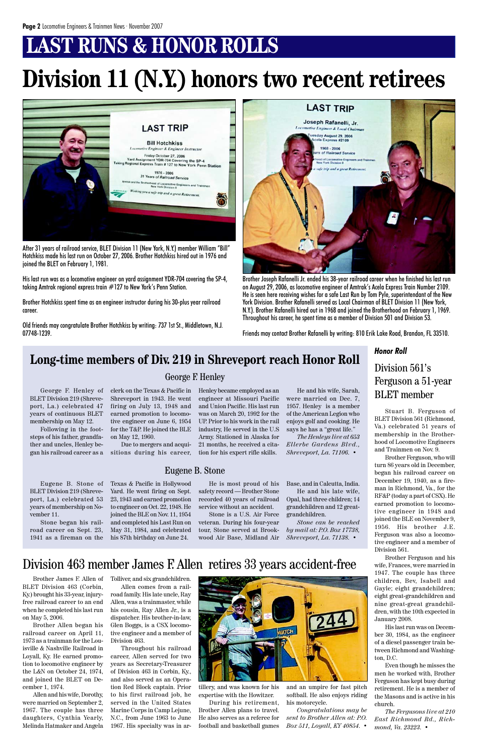# LAST RUNS & HONOR ROLLS

# Division 11 (N.Y.) honors two recent retirees

After 31 years of railroad service, BLET Division 11 (New York, N.Y.) member William "Bill" Hotchkiss made his last run on October 27, 2006. Brother Hotchkiss hired out in 1976 and joined the BLET on February 1, 1981.

His last run was as a locomotive engineer on yard assignment YDR-704 covering the SP-4, taking Amtrak regional express train #127 to New York's Penn Station.

Brother Hotchkiss spent time as an engineer instructor during his 30-plus year railroad career.

Old friends may congratulate Brother Hotchkiss by writing: 737 1st St., Middletown, N.J. 07748-1239.

Brother Joseph Rafanelli Jr. ended his 38-year railroad career when he finished his last run on August 29, 2006, as locomotive engineer of Amtrak's Acela Express Train Number 2109. He is seen here receiving wishes for a safe Last Run by Tom Pyle, superintendant of the New York Division. Brother Rafanelli served as Local Chairman of BLET Division 11 (New York, N.Y.). Brother Rafanelli hired out in 1968 and joined the Brotherhood on February 1, 1969. Throughout his career, he spent time as a member of Division 501 and Division 53.

Friends may contact Brother Rafanelli by writing: 810 Erik Lake Road, Brandon, FL 33510.

## Long-time members of Div. 219 in Shreveport reach Honor Roll

### George F. Henley

George F. Henley of BLET Division 219 (Shreveport, La.) celebrated 47 years of continuous BLET membership on May 12.

Following in the footsteps of his father, grandfather and uncles, Henley began his railroad career as a clerk on the Texas & Pacific in Shreveport in 1943. He went firing on July 13, 1948 and earned promotion to locomotive engineer on June 6, 1954 for the T&P. He joined the BLE on May 12, 1960.

Due to mergers and acquisitions during his career, Henley became employed as an engineer at Missouri Pacific and Union Pacific. His last run was on March 20, 1992 for the UP. Prior to his work in the rail industry, He served in the U.S Army. Stationed in Alaska for 21 months, he received a citation for his expert rifle skills.

He and his wife, Sarah, were married on Dec. 7, 1957. Henley is a member of the American Legion who enjoys golf and cooking. He says he has a "great life."

*The Henleys live at 653 Ellerbe Gardens Blvd., Shreveport, La. 71106.* •

### Eugene B. Stone

Eugene B. Stone of BLET Division 219 (Shreveport, La.) celebrated 53 years of membership on November 11.

Stone began his railroad career on Sept. 23, 1941 as a fireman on the Texas & Pacific in Hollywood Yard. He went firing on Sept. 23, 1943 and earned promotion to engineer on Oct. 22, 1948. He joined the BLE on Nov. 11, 1954 and completed his Last Run on May 31, 1984, and celebrated his 87th birthday on June 24.

He is most proud of his safety record — Brother Stone recorded 40 years of railroad service without an accident.

Stone is a U.S. Air Force veteran. During his four-year tour, Stone served at Brookwood Air Base, Midland Air Base, and in Calcutta, India.

He and his late wife, Opal, had three children; 14 grandchildren and 12 great-grandchildren.

*Stone can be reached by mail at: P.O. Box 17738, Shreveport, La. 71138.* •

*Honor Roll*

## Division 561's Ferguson a 51-year BLET member

Stuart B. Ferguson of BLET Division 561 (Richmond, Va.) celebrated 51 years of membership in the Brotherhood of Locomotive Engineers and Trainmen on Nov. 9.

Brother Ferguson, who will turn 86 years old in December, began his railroad career on December 19, 1940, as a fireman in Richmond, Va., for the RF&P (today a part of CSX). He earned promotion to locomotive engineer in 1948 and joined the BLE on November 9, 1956. His brother J.E. Ferguson was also a locomotive engineer and a member of Division 561.

Brother Ferguson and his wife, Frances, were married in 1947. The couple has three children, Bev, Isabell and Gayle; eight grandchildren; eight great-grandchildren and nine great-great grandchildren, with the 10th expected in January 2008.

His last run was on December 30, 1984, as the engineer of a diesel passenger train between Richmond and Washington, D.C.

Even though he misses the men he worked with, Brother Ferguson has kept busy during retirement. He is a member of the Masons and is active in his church.

*The Fergusons live at 210 East Richmond Rd., Richmond, Va. 23223.* •

## Division 463 member James F. Allen retires 33 years accident-free

Brother James F. Allen of BLET Division 463 (Corbin, Ky.) brought his 33-year, injury-free railroad career to an end when he completed his last run on May 5, 2006.

Brother Allen began his railroad career on April 11, 1973 as a trainman for the Louisville & Nashville Railroad in Loyall, Ky. He earned promotion to locomotive engineer by the L&N on October 24, 1974, and joined the BLET on December 1, 1974.

Allen and his wife, Dorothy, were married on September 2, 1967. The couple has three daughters, Cynthia Yearly, Melinda Hatmaker and Angela Tolliver, and six grandchildren.

Allen comes from a railroad family. His late uncle, Ray Allen, was a trainmaster, while his cousin, Ray Allen Jr., is a dispatcher. His brother-in-law, Glen Boggs, is a CSX locomotive engineer and a member of Division 463.

Throughout his railroad career, Allen served for two years as Secretary-Treasurer of Division 463 in Corbin, Ky., and also served as an Operation Red Block captain. Prior to his first railroad job, he served in the United States Marine Corps in Camp Lejune, N.C., from June 1963 to June 1967. His specialty was in artillery, and was known for his expertise with the Howitzer.

During his retirement, Brother Allen plans to travel. He also serves as a referee for football and basketball games and an umpire for fast pitch softball. He also enjoys riding his motorcycle.

*Congratulations may be sent to Brother Allen at: P.O. Box 511, Loyall, KY 40854.* •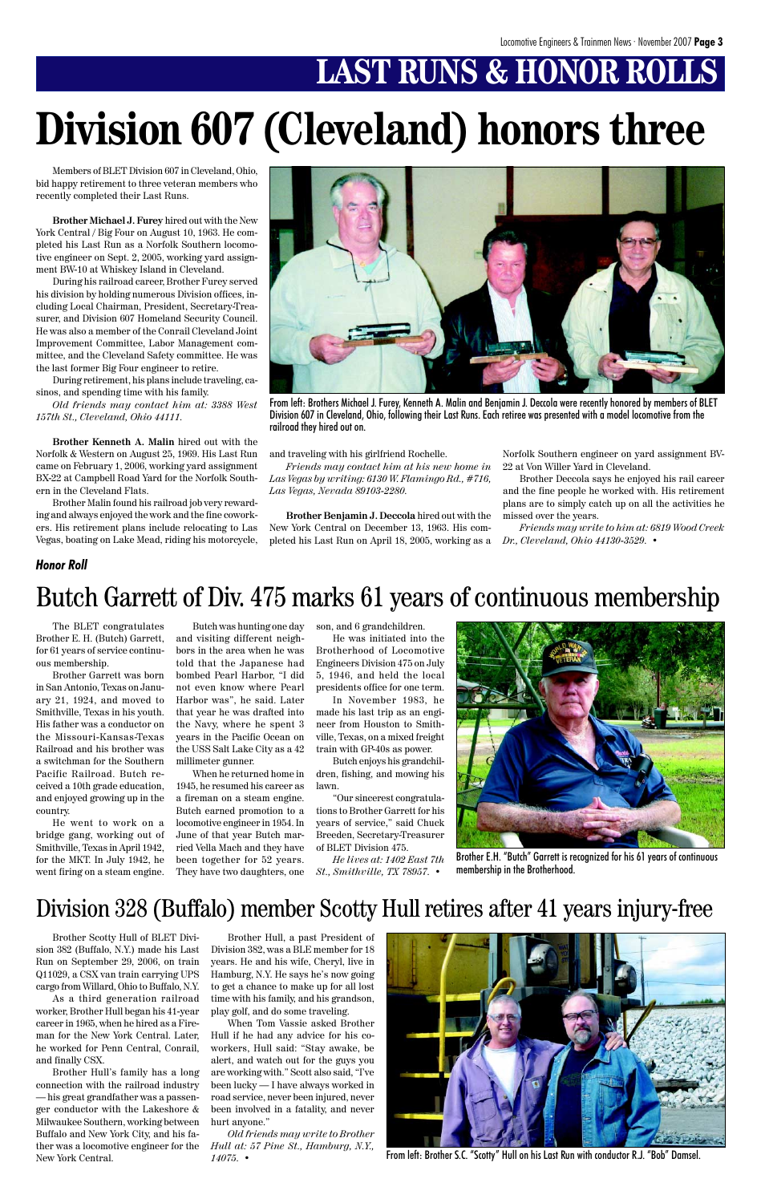# LAST RUNS & HONOR ROLLS

# Division 607 (Cleveland) honors three

Members of BLET Division 607 in Cleveland, Ohio, bid happy retirement to three veteran members who recently completed their Last Runs.

**Brother Michael J. Furey** hired out with the New York Central / Big Four on August 10, 1963. He completed his Last Run as a Norfolk Southern locomotive engineer on Sept. 2, 2005, working yard assignment BW-10 at Whiskey Island in Cleveland.

During his railroad career, Brother Furey served his division by holding numerous Division offices, including Local Chairman, President, Secretary-Treasurer, and Division 607 Homeland Security Council. He was also a member of the Conrail Cleveland Joint Improvement Committee, Labor Management committee, and the Cleveland Safety committee. He was the last former Big Four engineer to retire.

During retirement, his plans include traveling, casinos, and spending time with his family.

*Old friends may contact him at: 3388 West 157th St., Cleveland, Ohio 44111.*

From left: Brothers Michael J. Furey, Kenneth A. Malin and Benjamin J. Deccola were recently honored by members of BLET Division 607 in Cleveland, Ohio, following their Last Runs. Each retiree was presented with a model locomotive from the railroad they hired out on.

**Brother Kenneth A. Malin** hired out with the Norfolk & Western on August 25, 1969. His Last Run came on February 1, 2006, working yard assignment BX-22 at Campbell Road Yard for the Norfolk Southern in the Cleveland Flats.

Brother Malin found his railroad job very rewarding and always enjoyed the work and the fine coworkers. His retirement plans include relocating to Las Vegas, boating on Lake Mead, riding his motorcycle, and traveling with his girlfriend Rochelle.

*Friends may contact him at his new home in Las Vegas by writing: 6130 W. Flamingo Rd., #716, Las Vegas, Nevada 89103-2280.*

**Brother Benjamin J. Deccola** hired out with the New York Central on December 13, 1963. His completed his Last Run on April 18, 2005, working as a Norfolk Southern engineer on yard assignment BV-22 at Von Willer Yard in Cleveland.

Brother Deccola says he enjoyed his rail career and the fine people he worked with. His retirement plans are to simply catch up on all the activities he missed over the years.

*Friends may write to him at: 6819 Wood Creek Dr., Cleveland, Ohio 44130-3529.* •

***Honor Roll***

## Butch Garrett of Div. 475 marks 61 years of continuous membership

The BLET congratulates Brother E. H. (Butch) Garrett, for 61 years of service continuous membership.

Brother Garrett was born in San Antonio, Texas on January 21, 1924, and moved to Smithville, Texas in his youth. His father was a conductor on the Missouri-Kansas-Texas Railroad and his brother was a switchman for the Southern Pacific Railroad. Butch received a 10th grade education, and enjoyed growing up in the country.

He went to work on a bridge gang, working out of Smithville, Texas in April 1942, for the MKT. In July 1942, he went firing on a steam engine.

Butch was hunting one day and visiting different neighbors in the area when he was told that the Japanese had bombed Pearl Harbor, "I did not even know where Pearl Harbor was", he said. Later that year he was drafted into the Navy, where he spent 3 years in the Pacific Ocean on the USS Salt Lake City as a 42 millimeter gunner.

When he returned home in 1945, he resumed his career as a fireman on a steam engine. Butch earned promotion to a locomotive engineer in 1954. In June of that year Butch married Vella Mach and they have been together for 52 years. They have two daughters, one son, and 6 grandchildren.

He was initiated into the Brotherhood of Locomotive Engineers Division 475 on July 5, 1946, and held the local presidents office for one term.

In November 1983, he made his last trip as an engineer from Houston to Smithville, Texas, on a mixed freight train with GP-40s as power.

Butch enjoys his grandchildren, fishing, and mowing his lawn.

"Our sincerest congratulations to Brother Garrett for his years of service," said Chuck Breeden, Secretary-Treasurer of BLET Division 475.

*He lives at: 1402 East 7th St., Smithville, TX 78957.* •

Brother E.H. "Butch" Garrett is recognized for his 61 years of continuous membership in the Brotherhood.

## Division 328 (Buffalo) member Scotty Hull retires after 41 years injury-free

Brother Scotty Hull of BLET Division 382 (Buffalo, N.Y.) made his Last Run on September 29, 2006, on train Q11029, a CSX van train carrying UPS cargo from Willard, Ohio to Buffalo, N.Y.

As a third generation railroad worker, Brother Hull began his 41-year career in 1965, when he hired as a Fireman for the New York Central. Later, he worked for Penn Central, Conrail, and finally CSX.

Brother Hull's family has a long connection with the railroad industry — his great grandfather was a passenger conductor with the Lakeshore & Milwaukee Southern, working between Buffalo and New York City, and his father was a locomotive engineer for the New York Central.

Brother Hull, a past President of Division 382, was a BLE member for 18 years. He and his wife, Cheryl, live in Hamburg, N.Y. He says he's now going to get a chance to make up for all lost time with his family, and his grandson, play golf, and do some traveling.

When Tom Vassie asked Brother Hull if he had any advice for his coworkers, Hull said: "Stay awake, be alert, and watch out for the guys you are working with." Scott also said, "I've been lucky — I have always worked in road service, never been injured, never been involved in a fatality, and never hurt anyone."

*Old friends may write to Brother Hull at: 57 Pine St., Hamburg, N.Y., 14075.* •

From left: Brother S.C. "Scotty" Hull on his Last Run with conductor R.J. "Bob" Damsel.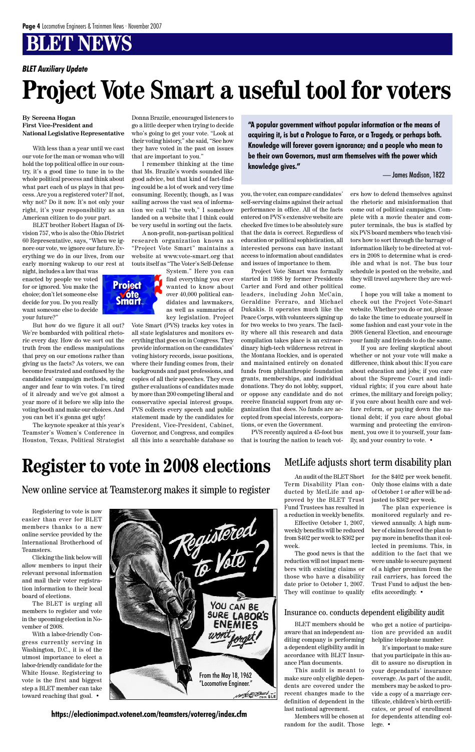# BLET NEWS

***BLET Auxiliary Update***

# Project Vote Smart a useful tool for voters

**By Sereena Hogan**
**First Vice-President and National Legislative Representative**

> **"A popular government without popular information or the means of acquiring it, is but a Prologue to Farce, or a Tragedy, or perhaps both. Knowledge will forever govern ignorance; and a people who mean to be their own Governors, must arm themselves with the power which knowledge gives."**
>
> — James Madison, 1822

With less than a year until we cast our vote for the man or woman who will hold the top political office in our country, it's a good time to tune in to the whole political process and think about what part each of us plays in that process. Are you a registered voter? If not, why not? Do it now. It's not only your right, it's your responsibility as an American citizen to do your part.

BLET brother Robert Hagan of Division 757, who is also the Ohio District 60 Representative, says, "When we ignore our vote, we ignore our future. Everything we do in our lives, from our early morning wakeup to our rest at night, includes a law that was enacted by people we voted for or ignored. You make the choice; don't let someone else decide for you. Do you really want someone else to decide your future?"

But how do we figure it all out? We're bombarded with political rhetoric every day. How do we sort out the truth from the endless manipulations that prey on our emotions rather than giving us the facts? As voters, we can become frustrated and confused by the candidates' campaign methods, using anger and fear to win votes. I'm tired of it already and we've got almost a year more of it before we slip into the voting booth and make our choices. And you can bet it's gonna get ugly!

The keynote speaker at this year's Teamster's Women's Conference in Houston, Texas, Political Strategist Donna Brazile, encouraged listeners to go a little deeper when trying to decide who's going to get your vote. "Look at their voting history," she said, "See how they have voted in the past on issues that are important to you."

I remember thinking at the time that Ms. Brazile's words sounded like good advice, but that kind of fact-finding could be a lot of work and very time consuming. Recently, though, as I was sailing across the vast sea of information we call "the web," I somehow landed on a website that I think could be very useful in sorting out the facts.

A non-profit, non-partisan political research organization known as "Project Vote Smart" maintains a website at www.vote-smart.org that touts itself as "The Voter's Self-Defense System." Here you can find everything you ever wanted to know about over 40,000 political candidates and lawmakers, as well as summaries of key legislation. Project Vote Smart (PVS) tracks key votes in all state legislatures and monitors everything that goes on in Congress. They provide information on the candidates' voting history records, issue positions, where their funding comes from, their backgrounds and past professions, and copies of all their speeches. They even gather evaluations of candidates made by more than 200 competing liberal and conservative special interest groups. PVS collects every speech and public statement made by the candidates for President, Vice-President, Cabinet, Governor, and Congress, and compiles all this into a searchable database so you, the voter, can compare candidates' self-serving claims against their actual performance in office. All of the facts entered on PVS's extensive website are checked five times to be absolutely sure that the data is correct. Regardless of education or political sophistication, all interested persons can have instant access to information about candidates and issues of importance to them.

Project Vote Smart was formally started in 1988 by former Presidents Carter and Ford and other political leaders, including John McCain, Geraldine Ferraro, and Michael Dukakis. It operates much like the Peace Corps, with volunteers signing up for two weeks to two years. The facility where all this research and data compilation takes place is an extraordinary high-tech wilderness retreat in the Montana Rockies, and is operated and maintained entirely on donated funds from philanthropic foundation grants, memberships, and individual donations. They do not lobby, support, or oppose any candidate and do not receive financial support from any organization that does. No funds are accepted from special interests, corporations, or even the Government.

PVS recently aquired a 45-foot bus that is touring the nation to teach voters how to defend themselves against the rhetoric and misinformation that come out of political campaigns. Complete with a movie theater and computer terminals, the bus is staffed by six PVS board members who teach visitors how to sort through the barrage of information likely to be directed at voters in 2008 to determine what is credible and what is not. The bus tour schedule is posted on the website, and they will travel anywhere they are welcome.

I hope you will take a moment to check out the Project Vote-Smart website. Whether you do or not, please do take the time to educate yourself in some fashion and cast your vote in the 2008 General Election, and encourage your family and friends to do the same.

If you are feeling skeptical about whether or not your vote will make a difference, think about this: If you care about education and jobs; if you care about the Supreme Court and individual rights; if you care about hate crimes, the military and foreign policy; if you care about health care and welfare reform, or paying down the national debt; if you care about global warming and protecting the environment, you owe it to yourself, your family, and your country to vote. •

# Register to vote in 2008 elections

## New online service at Teamster.org makes it simple to register

Registering to vote is now easier than ever for BLET members thanks to a new online service provided by the International Brotherhood of Teamsters.

Clicking the link below will allow members to input their relevant personal information and mail their voter registration information to their local board of elections.

The BLET is urging all members to register and vote in the upcoming election in November of 2008.

With a labor-friendly Congress currently serving in Washington, D.C., it is of the utmost importance to elect a labor-friendly candidate for the White House. Registering to vote is the first and biggest step a BLET member can take toward reaching that goal. •

From the May 18, 1962 "Locomotive Engineer."

**https://electionimpact.votenet.com/teamsters/voterreg/index.cfm**

## MetLife adjusts short term disability plan

An audit of the BLET Short Term Disability Plan conducted by MetLife and approved by the BLET Trust Fund Trustees has resulted in a reduction in weekly benefits.

Effective October 1, 2007, weekly benefits will be reduced from $402 per week to $362 per week.

The good news is that the reduction will not impact members with existing claims or those who have a disability date prior to October 1, 2007. They will continue to qualify for the $402 per week benefit. Only those claims with a date of October 1 or after will be adjusted to $362 per week.

The plan experience is monitored regularly and reviewed annually. A high number of claims forced the plan to pay more in benefits than it collected in premiums. This, in addition to the fact that we were unable to secure payment of a higher premium from the rail carriers, has forced the Trust Fund to adjust the benefits accordingly. •

## Insurance co. conducts dependent eligibility audit

BLET members should be aware that an independent auditing company is performing a dependent eligibility audit in accordance with BLET Insurance Plan documents.

This audit is meant to make sure only eligible dependents are covered under the recent changes made to the definition of dependent in the last national agreement.

Members will be chosen at random for the audit. Those who get a notice of participation are provided an audit helpline telephone number.

It's important to make sure that you participate in this audit to assure no disruption in your dependants' insurance coverage. As part of the audit, members may be asked to provide a copy of a marriage certificate, children's birth certificates, or proof of enrollment for dependents attending college. •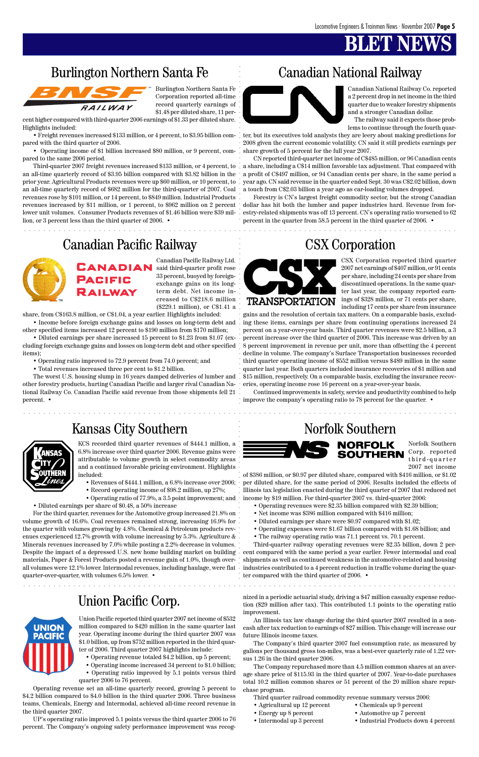# BLET NEWS

## Burlington Northern Santa Fe

Burlington Northern Santa Fe Corporation reported all-time record quarterly earnings of $1.48 per diluted share, 11 percent higher compared with third-quarter 2006 earnings of $1.33 per diluted share. Highlights included:

- Freight revenues increased $133 million, or 4 percent, to $3.95 billion compared with the third quarter of 2006.
- Operating income of $1 billion increased $80 million, or 9 percent, compared to the same 2006 period.

Third-quarter 2007 freight revenues increased $133 million, or 4 percent, to an all-time quarterly record of $3.95 billion compared with $3.82 billion in the prior year. Agricultural Products revenues were up $60 million, or 10 percent, to an all-time quarterly record of $682 million for the third-quarter of 2007. Coal revenues rose by $101 million, or 14 percent, to $849 million. Industrial Products revenues increased by $11 million, or 1 percent, to $962 million on 2 percent lower unit volumes. Consumer Products revenues of $1.46 billion were $39 million, or 3 percent less than the third quarter of 2006. •

## Canadian National Railway

Canadian National Railway Co. reported a 2 percent drop in net income in the third quarter due to weaker forestry shipments and a stronger Canadian dollar.

The railway said it expects those problems to continue through the fourth quarter, but its executives told analysts they are leery about making predictions for 2008 given the current economic volatility. CN said it still predicts earnings per share growth of 5 percent for the full year 2007.

CN reported third-quarter net income of C$485 million, or 96 Canadian cents a share, including a C$14 million favorable tax adjustment. That compared with a profit of C$497 million, or 94 Canadian cents per share, in the same period a year ago. CN said revenue in the quarter ended Sept. 30 was C$2.02 billion, down a touch from C$2.03 billion a year ago as car-loading volumes dropped.

Forestry is CN's largest freight commodity sector, but the strong Canadian dollar has hit both the lumber and paper industries hard. Revenue from forestry-related shipments was off 13 percent. CN's operating ratio worsened to 62 percent in the quarter from 58.5 percent in the third quarter of 2006. •

## Canadian Pacific Railway

Canadian Pacific Railway Ltd. said third-quarter profit rose 33 percent, buoyed by foreign-exchange gains on its long-term debt. Net income increased to C$218.6 million ($229.1 million), or C$1.41 a share, from C$163.8 million, or C$1.04, a year earlier. Highlights included:

- Income before foreign exchange gains and losses on long-term debt and other specified items increased 12 percent to $190 million from $170 million;
- Diluted earnings per share increased 15 percent to $1.23 from $1.07 (excluding foreign exchange gains and losses on long-term debt and other specified items);
- Operating ratio improved to 72.9 percent from 74.0 percent; and
- Total revenues increased three per cent to $1.2 billion.

The worst U.S. housing slump in 16 years damped deliveries of lumber and other forestry products, hurting Canadian Pacific and larger rival Canadian National Railway Co. Canadian Pacific said revenue from those shipments fell 21 percent. •

## CSX Corporation

CSX Corporation reported third quarter 2007 net earnings of $407 million, or 91 cents per share, including 24 cents per share from discontinued operations. In the same quarter last year, the company reported earnings of $328 million, or 71 cents per share, including 17 cents per share from insurance gains and the resolution of certain tax matters. On a comparable basis, excluding these items, earnings per share from continuing operations increased 24 percent on a year-over-year basis. Third quarter revenues were $2.5 billion, a 3 percent increase over the third quarter of 2006. This increase was driven by an 8 percent improvement in revenue per unit, more than offsetting the 4 percent decline in volume. The company's Surface Transportation businesses recorded third quarter operating income of $552 million versus $489 million in the same quarter last year. Both quarters included insurance recoveries of $1 million and $15 million, respectively. On a comparable basis, excluding the insurance recoveries, operating income rose 16 percent on a year-over-year basis.

Continued improvements in safety, service and productivity combined to help improve the company's operating ratio to 78 percent for the quarter. •

## Kansas City Southern

KCS recorded third quarter revenues of $444.1 million, a 6.8% increase over third quarter 2006. Revenue gains were attributable to volume growth in select commodity areas and a continued favorable pricing environment. Highlights included:

- Revenues of $444.1 million, a 6.8% increase over 2006;
- Record operating income of $98.2 million, up 27%;
- Operating ratio of 77.9%, a 3.5 point improvement; and
- Diluted earnings per share of $0.48, a 50% increase

For the third quarter, revenues for the Automotive group increased 21.8% on volume growth of 16.6%. Coal revenues remained strong, increasing 16.9% for the quarter with volumes growing by 4.8%. Chemical & Petroleum products revenues experienced 12.7% growth with volume increasing by 5.3%. Agriculture & Minerals revenues increased by 7.0% while posting a 2.2% decrease in volumes. Despite the impact of a depressed U.S. new home building market on building materials, Paper & Forest Products posted a revenue gain of 1.0%, though overall volumes were 12.1% lower. Intermodal revenues, including haulage, were flat quarter-over-quarter, with volumes 6.5% lower. •

## Norfolk Southern

Norfolk Southern Corp. reported third-quarter 2007 net income of $386 million, or $0.97 per diluted share, compared with $416 million, or $1.02 per diluted share, for the same period of 2006. Results included the effects of Illinois tax legislation enacted during the third quarter of 2007 that reduced net income by $19 million. For third-quarter 2007 vs. third-quarter 2006:

- Operating revenues were $2.35 billion compared with $2.39 billion;
- Net income was $386 million compared with $416 million;
- Diluted earnings per share were $0.97 compared with $1.02;
- Operating expenses were $1.67 billion compared with $1.68 billion; and
- The railway operating ratio was 71.1 percent vs. 70.1 percent.

Third-quarter railway operating revenues were $2.35 billion, down 2 percent compared with the same period a year earlier. Fewer intermodal and coal shipments as well as continued weakness in the automotive-related and housing industries contributed to a 4 percent reduction in traffic volume during the quarter compared with the third quarter of 2006. •

## Union Pacific Corp.

Union Pacific reported third quarter 2007 net income of $532 million compared to $420 million in the same quarter last year. Operating income during the third quarter 2007 was $1.0 billion, up from $752 million reported in the third quarter of 2006. Third quarter 2007 highlights include:

- Operating revenue totaled $4.2 billion, up 5 percent;
- Operating income increased 34 percent to $1.0 billion;
- Operating ratio improved by 5.1 points versus third quarter 2006 to 76 percent.

Operating revenue set an all-time quarterly record, growing 5 percent to $4.2 billion compared to $4.0 billion in the third quarter 2006. Three business teams, Chemicals, Energy and Intermodal, achieved all-time record revenue in the third quarter 2007.

UP's operating ratio improved 5.1 points versus the third quarter 2006 to 76 percent. The Company's ongoing safety performance improvement was recognized in a periodic actuarial study, driving a $47 million casualty expense reduction ($29 million after tax). This contributed 1.1 points to the operating ratio improvement.

An Illinois tax law change during the third quarter 2007 resulted in a non-cash after tax reduction to earnings of $27 million. This change will increase our future Illinois income taxes.

The Company's third quarter 2007 fuel consumption rate, as measured by gallons per thousand gross ton-miles, was a best-ever quarterly rate of 1.22 versus 1.26 in the third quarter 2006.

The Company repurchased more than 4.5 million common shares at an average share price of $115.93 in the third quarter of 2007. Year-to-date purchases total 10.2 million common shares or 51 percent of the 20 million share repurchase program.

Third quarter railroad commodity revenue summary versus 2006:

- Agricultural up 12 percent
- Energy up 8 percent
- Intermodal up 3 percent
- Chemicals up 9 percent
- Automotive up 7 percent
- Industrial Products down 4 percent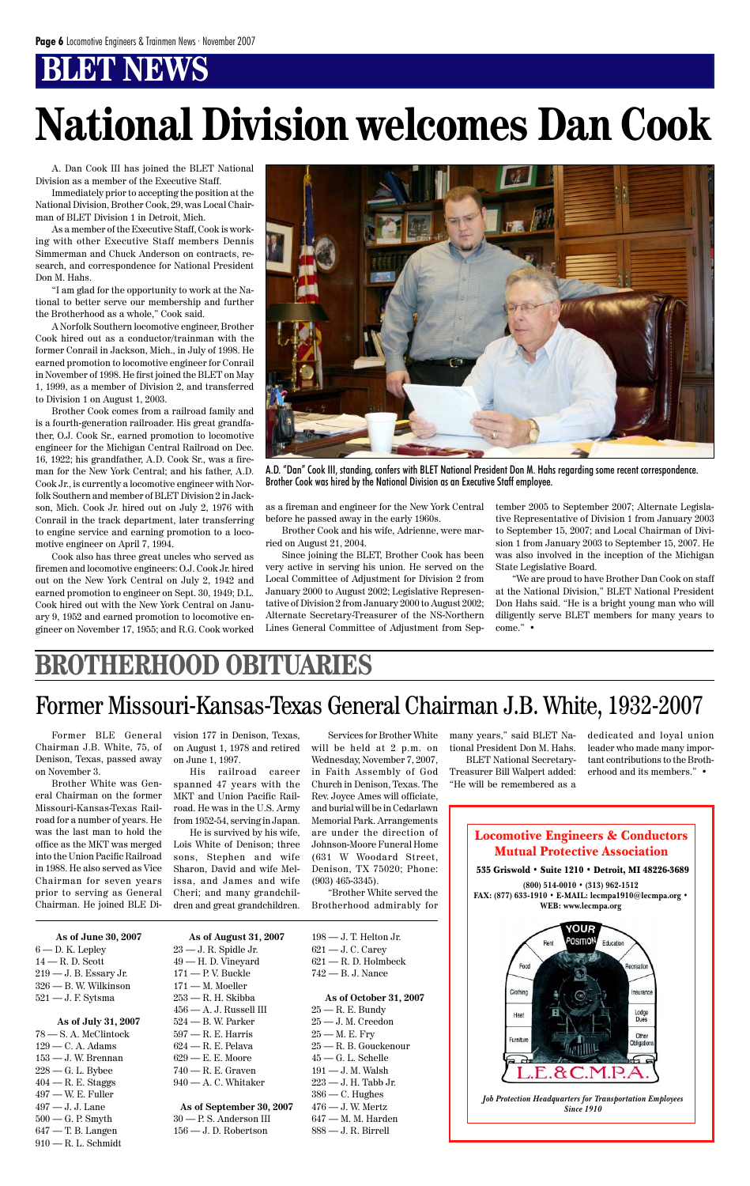# BLET NEWS

# National Division welcomes Dan Cook

A. Dan Cook III has joined the BLET National Division as a member of the Executive Staff.

Immediately prior to accepting the position at the National Division, Brother Cook, 29, was Local Chairman of BLET Division 1 in Detroit, Mich.

As a member of the Executive Staff, Cook is working with other Executive Staff members Dennis Simmerman and Chuck Anderson on contracts, research, and correspondence for National President Don M. Hahs.

"I am glad for the opportunity to work at the National to better serve our membership and further the Brotherhood as a whole," Cook said.

A Norfolk Southern locomotive engineer, Brother Cook hired out as a conductor/trainman with the former Conrail in Jackson, Mich., in July of 1998. He earned promotion to locomotive engineer for Conrail in November of 1998. He first joined the BLET on May 1, 1999, as a member of Division 2, and transferred to Division 1 on August 1, 2003.

Brother Cook comes from a railroad family and is a fourth-generation railroader. His great grandfather, O.J. Cook Sr., earned promotion to locomotive engineer for the Michigan Central Railroad on Dec. 16, 1922; his grandfather, A.D. Cook Sr., was a fireman for the New York Central; and his father, A.D. Cook Jr., is currently a locomotive engineer with Norfolk Southern and member of BLET Division 2 in Jackson, Mich. Cook Jr. hired out on July 2, 1976 with Conrail in the track department, later transferring to engine service and earning promotion to a locomotive engineer on April 7, 1994.

Cook also has three great uncles who served as firemen and locomotive engineers: O.J. Cook Jr. hired out on the New York Central on July 2, 1942 and earned promotion to engineer on Sept. 30, 1949; D.L. Cook hired out with the New York Central on January 9, 1952 and earned promotion to locomotive engineer on November 17, 1955; and R.G. Cook worked as a fireman and engineer for the New York Central before he passed away in the early 1960s.

Brother Cook and his wife, Adrienne, were married on August 21, 2004.

Since joining the BLET, Brother Cook has been very active in serving his union. He served on the Local Committee of Adjustment for Division 2 from January 2000 to August 2002; Legislative Representative of Division 2 from January 2000 to August 2002; Alternate Secretary-Treasurer of the NS-Northern Lines General Committee of Adjustment from September 2005 to September 2007; Alternate Legislative Representative of Division 1 from January 2003 to September 15, 2007; and Local Chairman of Division 1 from January 2003 to September 15, 2007. He was also involved in the inception of the Michigan State Legislative Board.

"We are proud to have Brother Dan Cook on staff at the National Division," BLET National President Don Hahs said. "He is a bright young man who will diligently serve BLET members for many years to come." •

A.D. "Dan" Cook III, standing, confers with BLET National President Don M. Hahs regarding some recent correspondence. Brother Cook was hired by the National Division as an Executive Staff employee.

# BROTHERHOOD OBITUARIES

## Former Missouri-Kansas-Texas General Chairman J.B. White, 1932-2007

Former BLE General Chairman J.B. White, 75, of Denison, Texas, passed away on November 3.

Brother White was General Chairman on the former Missouri-Kansas-Texas Railroad for a number of years. He was the last man to hold the office as the MKT was merged into the Union Pacific Railroad in 1988. He also served as Vice Chairman for seven years prior to serving as General Chairman. He joined BLE Division 177 in Denison, Texas, on August 1, 1978 and retired on June 1, 1997.

His railroad career spanned 47 years with the MKT and Union Pacific Railroad. He was in the U.S. Army from 1952-54, serving in Japan.

He is survived by his wife, Lois White of Denison; three sons, Stephen and wife Sharon, David and wife Melissa, and James and wife Cheri; and many grandchildren and great grandchildren.

Services for Brother White will be held at 2 p.m. on Wednesday, November 7, 2007, in Faith Assembly of God Church in Denison, Texas. The Rev. Joyce Ames will officiate, and burial will be in Cedarlawn Memorial Park. Arrangements are under the direction of Johnson-Moore Funeral Home (631 W Woodard Street, Denison, TX 75020; Phone: (903) 465-3345).

"Brother White served the Brotherhood admirably for many years," said BLET National President Don M. Hahs.

BLET National Secretary-Treasurer Bill Walpert added: "He will be remembered as a dedicated and loyal union leader who made many important contributions to the Brotherhood and its members." •

**As of June 30, 2007**
6 — D. K. Lepley
14 — R. D. Scott
219 — J. B. Essary Jr.
326 — B. W. Wilkinson
521 — J. F. Sytsma

**As of July 31, 2007**
78 — S. A. McClintock
129 — C. A. Adams
153 — J. W. Brennan
228 — G. L. Bybee
404 — R. E. Staggs
497 — W. E. Fuller
497 — J. J. Lane
500 — G. P. Smyth
647 — T. B. Langen
910 — R. L. Schmidt

**As of August 31, 2007**
23 — J. R. Spidle Jr.
49 — H. D. Vineyard
171 — P. V. Buckle
171 — M. Moeller
253 — R. H. Skibba
456 — A. J. Russell III
524 — B. W. Parker
597 — R. E. Harris
624 — R. E. Pelava
629 — E. E. Moore
740 — R. E. Graven
940 — A. C. Whitaker

**As of September 30, 2007**
30 — P. S. Anderson III
156 — J. D. Robertson
198 — J. T. Helton Jr.
621 — J. C. Carey
621 — R. D. Holmbeck
742 — B. J. Nance

**As of October 31, 2007**
25 — R. E. Bundy
25 — J. M. Creedon
25 — M. E. Fry
25 — R. B. Gouckenour
45 — G. L. Schelle
191 — J. M. Walsh
223 — J. H. Tabb Jr.
386 — C. Hughes
476 — J. W. Mertz
647 — M. M. Harden
888 — J. R. Birrell

**Locomotive Engineers & Conductors Mutual Protective Association**

**535 Griswold • Suite 1210 • Detroit, MI 48226-3689**

**(800) 514-0010 • (313) 962-1512**
**FAX: (877) 633-1910 • E-MAIL: lecmpa1910@lecmpa.org • WEB: www.lecmpa.org**

YOUR POSITION — Rent, Education, Food, Recreation, Clothing, Insurance, Heat, Lodge Dues, Furniture, Other Obligations

L.E.&C.M.P.A.

*Job Protection Headquarters for Transportation Employees Since 1910*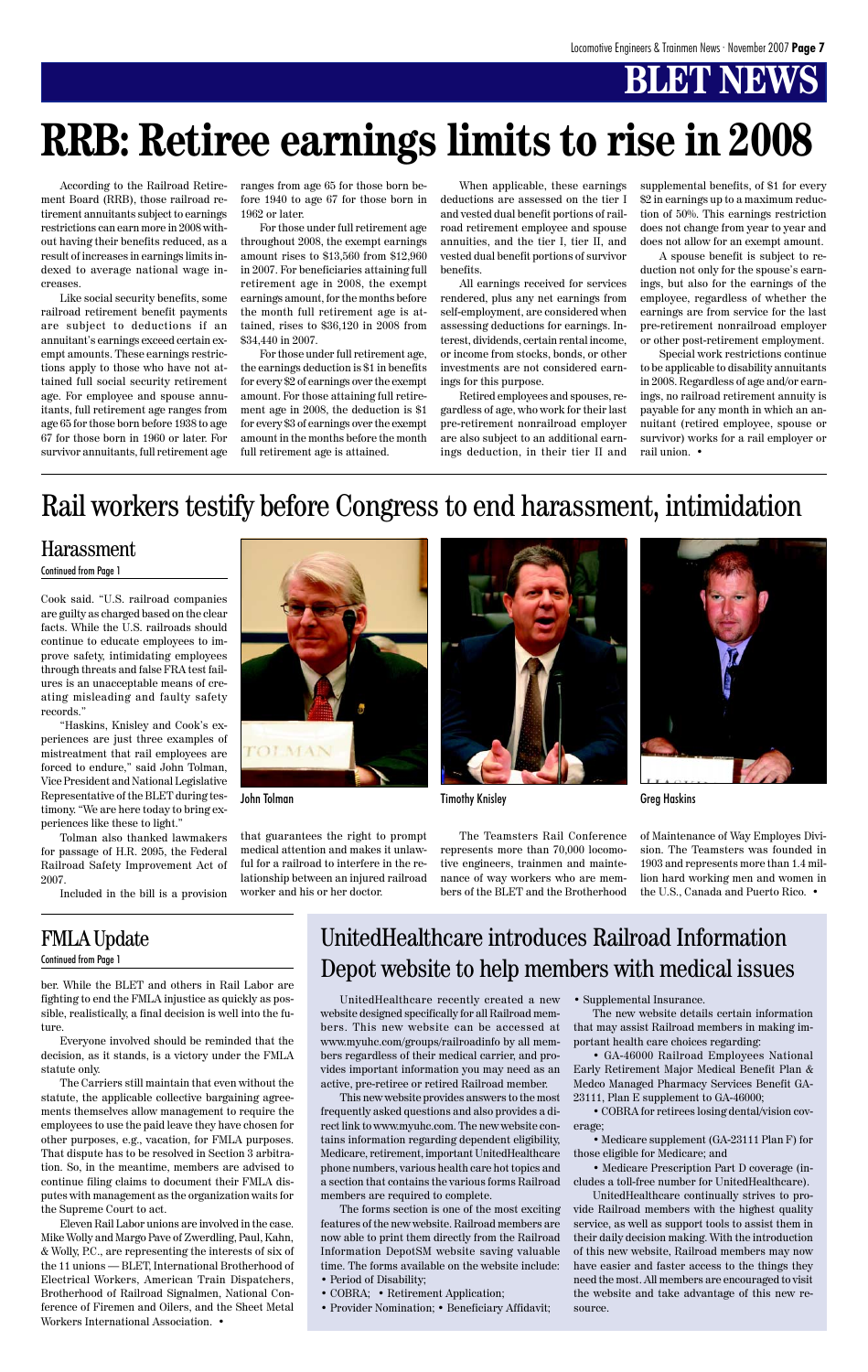# BLET NEWS

# RRB: Retiree earnings limits to rise in 2008

According to the Railroad Retirement Board (RRB), those railroad retirement annuitants subject to earnings restrictions can earn more in 2008 without having their benefits reduced, as a result of increases in earnings limits indexed to average national wage increases.

Like social security benefits, some railroad retirement benefit payments are subject to deductions if an annuitant's earnings exceed certain exempt amounts. These earnings restrictions apply to those who have not attained full social security retirement age. For employee and spouse annuitants, full retirement age ranges from age 65 for those born before 1938 to age 67 for those born in 1960 or later. For survivor annuitants, full retirement age ranges from age 65 for those born before 1940 to age 67 for those born in 1962 or later.

For those under full retirement age throughout 2008, the exempt earnings amount rises to $13,560 from $12,960 in 2007. For beneficiaries attaining full retirement age in 2008, the exempt earnings amount, for the months before the month full retirement age is attained, rises to $36,120 in 2008 from $34,440 in 2007.

For those under full retirement age, the earnings deduction is $1 in benefits for every $2 of earnings over the exempt amount. For those attaining full retirement age in 2008, the deduction is $1 for every $3 of earnings over the exempt amount in the months before the month full retirement age is attained.

When applicable, these earnings deductions are assessed on the tier I and vested dual benefit portions of railroad retirement employee and spouse annuities, and the tier I, tier II, and vested dual benefit portions of survivor benefits.

All earnings received for services rendered, plus any net earnings from self-employment, are considered when assessing deductions for earnings. Interest, dividends, certain rental income, or income from stocks, bonds, or other investments are not considered earnings for this purpose.

Retired employees and spouses, regardless of age, who work for their last pre-retirement nonrailroad employer are also subject to an additional earnings deduction, in their tier II and supplemental benefits, of $1 for every $2 in earnings up to a maximum reduction of 50%. This earnings restriction does not change from year to year and does not allow for an exempt amount.

A spouse benefit is subject to reduction not only for the spouse's earnings, but also for the earnings of the employee, regardless of whether the earnings are from service for the last pre-retirement nonrailroad employer or other post-retirement employment.

Special work restrictions continue to be applicable to disability annuitants in 2008. Regardless of age and/or earnings, no railroad retirement annuity is payable for any month in which an annuitant (retired employee, spouse or survivor) works for a rail employer or rail union. •

# Rail workers testify before Congress to end harassment, intimidation

## Harassment

Continued from Page 1

Cook said. "U.S. railroad companies are guilty as charged based on the clear facts. While the U.S. railroads should continue to educate employees to improve safety, intimidating employees through threats and false FRA test failures is an unacceptable means of creating misleading and faulty safety records."

"Haskins, Knisley and Cook's experiences are just three examples of mistreatment that rail employees are forced to endure," said John Tolman, Vice President and National Legislative Representative of the BLET during testimony. "We are here today to bring experiences like these to light."

Tolman also thanked lawmakers for passage of H.R. 2095, the Federal Railroad Safety Improvement Act of 2007.

Included in the bill is a provision that guarantees the right to prompt medical attention and makes it unlawful for a railroad to interfere in the relationship between an injured railroad worker and his or her doctor.

John Tolman

Timothy Knisley

Greg Haskins

The Teamsters Rail Conference represents more than 70,000 locomotive engineers, trainmen and maintenance of way workers who are members of the BLET and the Brotherhood of Maintenance of Way Employes Division. The Teamsters was founded in 1903 and represents more than 1.4 million hard working men and women in the U.S., Canada and Puerto Rico. •

## FMLA Update

Continued from Page 1

ber. While the BLET and others in Rail Labor are fighting to end the FMLA injustice as quickly as possible, realistically, a final decision is well into the future.

Everyone involved should be reminded that the decision, as it stands, is a victory under the FMLA statute only.

The Carriers still maintain that even without the statute, the applicable collective bargaining agreements themselves allow management to require the employees to use the paid leave they have chosen for other purposes, e.g., vacation, for FMLA purposes. That dispute has to be resolved in Section 3 arbitration. So, in the meantime, members are advised to continue filing claims to document their FMLA disputes with management as the organization waits for the Supreme Court to act.

Eleven Rail Labor unions are involved in the case. Mike Wolly and Margo Pave of Zwerdling, Paul, Kahn, & Wolly, P.C., are representing the interests of six of the 11 unions — BLET, International Brotherhood of Electrical Workers, American Train Dispatchers, Brotherhood of Railroad Signalmen, National Conference of Firemen and Oilers, and the Sheet Metal Workers International Association. •

## UnitedHealthcare introduces Railroad Information Depot website to help members with medical issues

UnitedHealthcare recently created a new website designed specifically for all Railroad members. This new website can be accessed at www.myuhc.com/groups/railroadinfo by all members regardless of their medical carrier, and provides important information you may need as an active, pre-retiree or retired Railroad member.

This new website provides answers to the most frequently asked questions and also provides a direct link to www.myuhc.com. The new website contains information regarding dependent eligibility, Medicare, retirement, important UnitedHealthcare phone numbers, various health care hot topics and a section that contains the various forms Railroad members are required to complete.

The forms section is one of the most exciting features of the new website. Railroad members are now able to print them directly from the Railroad Information DepotSM website saving valuable time. The forms available on the website include:

- Period of Disability;
- COBRA; • Retirement Application;
- Provider Nomination; • Beneficiary Affidavit;
- Supplemental Insurance.

The new website details certain information that may assist Railroad members in making important health care choices regarding:

- GA-46000 Railroad Employees National Early Retirement Major Medical Benefit Plan & Medco Managed Pharmacy Services Benefit GA-23111, Plan E supplement to GA-46000;
- COBRA for retirees losing dental/vision coverage;
- Medicare supplement (GA-23111 Plan F) for those eligible for Medicare; and
- Medicare Prescription Part D coverage (includes a toll-free number for UnitedHealthcare).

UnitedHealthcare continually strives to provide Railroad members with the highest quality service, as well as support tools to assist them in their daily decision making. With the introduction of this new website, Railroad members may now have easier and faster access to the things they need the most. All members are encouraged to visit the website and take advantage of this new resource.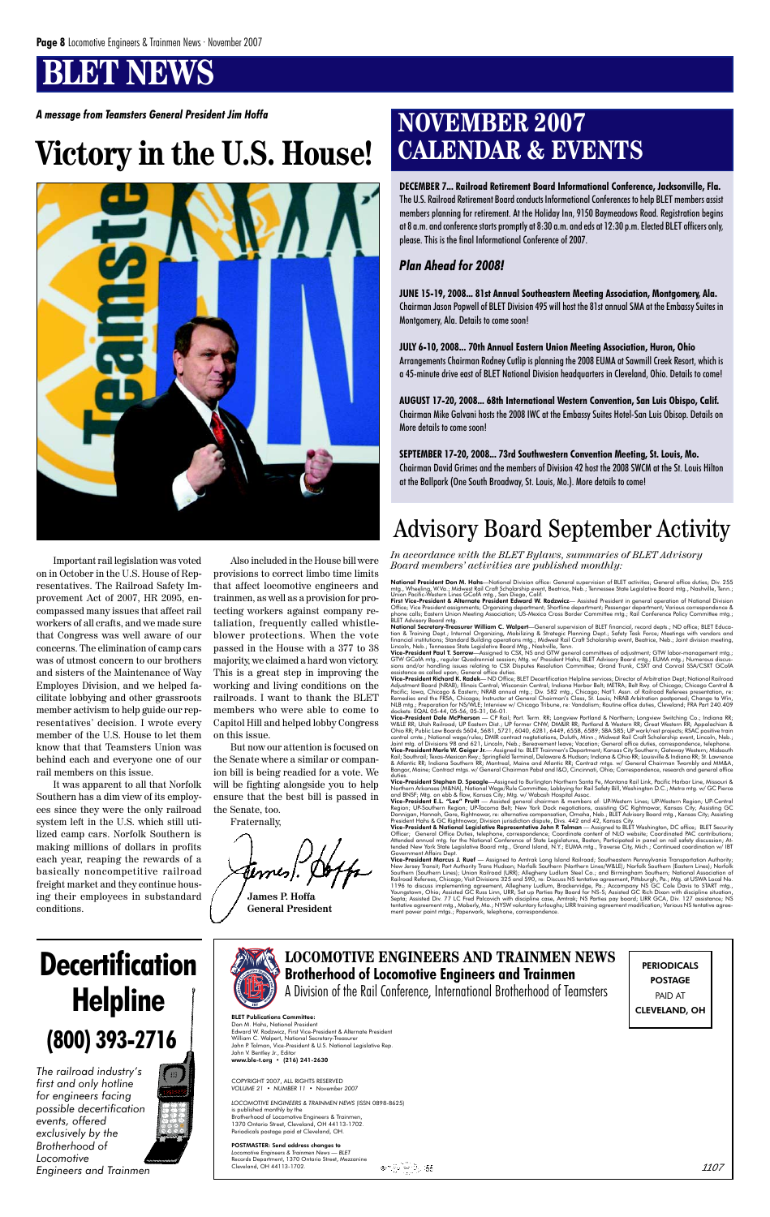# BLET NEWS

*A message from Teamsters General President Jim Hoffa*

# Victory in the U.S. House!

Important rail legislation was voted on in October in the U.S. House of Representatives. The Railroad Safety Improvement Act of 2007, HR 2095, encompassed many issues that affect rail workers of all crafts, and we made sure that Congress was well aware of our concerns. The elimination of camp cars was of utmost concern to our brothers and sisters of the Maintenance of Way Employes Division, and we helped facilitate lobbying and other grassroots member activism to help guide our representatives' decision. I wrote every member of the U.S. House to let them know that that Teamsters Union was behind each and everyone one of our rail members on this issue.

It was apparent to all that Norfolk Southern has a dim view of its employees since they were the only railroad system left in the U.S. which still utilized camp cars. Norfolk Southern is making millions of dollars in profits each year, reaping the rewards of a basically noncompetitive railroad freight market and they continue housing their employees in substandard conditions.

Also included in the House bill were provisions to correct limbo time limits that affect locomotive engineers and trainmen, as well as a provision for protecting workers against company retaliation, frequently called whistleblower protections. When the vote passed in the House with a 377 to 38 majority, we claimed a hard won victory. This is a great step in improving the working and living conditions on the railroads. I want to thank the BLET members who were able to come to Capitol Hill and helped lobby Congress on this issue.

But now our attention is focused on the Senate where a similar or companion bill is being readied for a vote. We will be fighting alongside you to help ensure that the best bill is passed in the Senate, too.

Fraternally,

**James P. Hoffa**
**General President**

# NOVEMBER 2007 CALENDAR & EVENTS

**DECEMBER 7... Railroad Retirement Board Informational Conference, Jacksonville, Fla.**
The U.S. Railroad Retirement Board conducts Informational Conferences to help BLET members assist members planning for retirement. At the Holiday Inn, 9150 Baymeadows Road. Registration begins at 8 a.m. and conference starts promptly at 8:30 a.m. and eds at 12:30 p.m. Elected BLET officers only, please. This is the final Informational Conference of 2007.

### *Plan Ahead for 2008!*

**JUNE 15-19, 2008... 81st Annual Southeastern Meeting Association, Montgomery, Ala.**
Chairman Jason Popwell of BLET Division 495 will host the 81st annual SMA at the Embassy Suites in Montgomery, Ala. Details to come soon!

**JULY 6-10, 2008... 70th Annual Eastern Union Meeting Association, Huron, Ohio**
Arrangements Chairman Rodney Cutlip is planning the 2008 EUMA at Sawmill Creek Resort, which is a 45-minute drive east of BLET National Division headquarters in Cleveland, Ohio. Details to come!

**AUGUST 17-20, 2008... 68th International Western Convention, San Luis Obispo, Calif.**
Chairman Mike Galvani hosts the 2008 IWC at the Embassy Suites Hotel-San Luis Obisop. Details on More details to come soon!

**SEPTEMBER 17-20, 2008... 73rd Southwestern Convention Meeting, St. Louis, Mo.**
Chairman David Grimes and the members of Division 42 host the 2008 SWCM at the St. Louis Hilton at the Ballpark (One South Broadway, St. Louis, Mo.). More details to come!

# Advisory Board September Activity

*In accordance with the BLET Bylaws, summaries of BLET Advisory Board members' activities are published monthly:*

**National President Don M. Hahs**—National Division office: General supervision of BLET activities; General office duties; Div. 255 mtg., Wheeling, W.Va.; Midwest Rail Craft Scholarship event, Beatrice, Neb.; Tennessee State Legislative Board mtg., Nashville, Tenn.; Union Pacific-Western Lines GCofA mtg., San Diego, Calif.

**First Vice-President & Alternate President Edward W. Rodzwicz**— Assisted President in general operation of National Division Office; Vice President assignments; Organizing department; Shortline department; Passenger department; Various correspondence & phone calls; Eastern Union Meeting Association; US-Mexico Cross Border Committee mtg.; Rail Conference Policy Committee mtg.; BLET Advisory Board mtg.

**National Secretary-Treasurer William C. Walpert**—General supervision of BLET financial, record depts.; ND office; BLET Education & Training Dept.; Internal Organizing, Mobilizing & Strategic Planning Dept.; Safety Task Force; Meetings with vendors and financial institutions; Standard Building operations mtg.; Midwest Rail Craft Scholarship event, Beatrice, Neb.; Joint division meeting, Lincoln, Neb.; Tennessee State Legislative Board Mtg., Nashville, Tenn.

**Vice-President Paul T. Sorrow**—Assigned to CSX, NS and GTW general committees of adjustment; GTW labor-management mtg.; GTW GCofA mtg., regular Quadrennial session; Mtg. w/ President Hahs; BLET Advisory Board mtg.; EUMA mtg.; Numerous discussions and/or handling issues relating to CSX Disputes Resolution Committee; Grand Trunk, CSXT and Conrail SSA/CSXT GCofA assistance as called upon; General office duties.

**Vice-President Richard K. Radek**— ND Office; BLET Decertification Helpline services; Director of Arbitration Dept; National Railroad Adjustment Board (NRAB); Illinois Central; Wisconsin Central; Indiana Harbor Belt; METRA; Belt Rwy. of Chicago; Chicago Central & Pacific; Iowa, Chicago & Eastern; NRAB annual mtg.; Div. 582 mtg., Chicago; Nat'l. Assn. of Railroad Referees presentation, re: Remedies and the FRSA, Chicago; Instructor at General Chairman's Class, St. Louis; NRAB Arbitration postponed; Change to Win, NLB mtg.; Preparation for NS/WLE; Interview w/ Chicago Tribune, re: Vandalism; Routine office duties, Cleveland; FRA Part 240.409 dockets: EQAL 05-44, 05-56, 05-31, 06-01.

**Vice-President Dale McPherson** — CP Rail, Port. Term. RR; Longview Portland & Northern; Longview Switching Co.; Indiana RR; WB&LE RR; Utah Railroad; UP Eastern Dist.; UP former CNW; DM&IR RR; Portland & Western RR; Great Western RR; Appalachian & Ohio RR; Public Law Boards 5604, 5681, 5721, 6040, 6281, 6449, 6558, 6589; SBA 585; UP work/rest projects; RSAC positive train control cmte.; National wage/rules; DMIR contract negotiations, Duluth, Minn.; Midwest Rail Craft Scholarship event, Lincoln, Neb.; Joint mtg. of Divisions 98 and 621, Lincoln, Neb.; Bereavement leave; Vacation; General office duties, correspondence, telephone.

**Vice-President Merle W. Geiger Jr.**— Assigned to: BLET Trainmen's Department; Kansas City Southern; Gateway Western; Midsouth Rail; Southrail; Texas-Mexican Rwy.; Springfield Terminal; Delaware & Hudson; Indiana & Ohio RR; Louisville & Indiana RR; St. Lawrence & Atlantic RR; Indiana Southern RR; Montreal, Maine and Atlantic RR; Contract mtgs. w/ General Chairman Twombly and MM&A, Bangor, Maine; Contract mtgs. w/ General Chairman Pabst and I&O, Cincinnati, Ohio; Correspondence, research and general office duties.

**Vice-President Stephen D. Speagle**—Assigned to Burlington Northern Santa Fe, Montana Rail Link, Pacific Harbor Line, Missouri & Northern Arkansas (M&NA), National Wage/Rule Committee; Lobbying for Rail Safety Bill, Washington D.C.; Metra mtg. w/ GC Pierce and BNSF; Mtg. on ebb & flow, Kansas City; Mtg. w/ Wabash Hospital Assoc.

**Vice-President E.L. "Lee" Pruitt** — Assisted general chairmen & members of: UP-Western Lines; UP-Western Region; UP-Central Region; UP-Southern Region; UP-Tacoma Belt; New York Dock negotiations, assisting GC Rightnowar, Kansas City; Assisting GC Donnigan, Hannah, Gore, Rightnowar, re: alternative compensation, Omaha, Neb.; BLET Advisory Board mtg., Kansas City; Assisting President Hahs & GC Rightnowar, Division jurisdiction dispute, Divs. 442 and 42, Kansas City.

**Vice-President & National Legislative Representative John P. Tolman** — Assigned to BLET Washington, DC office; BLET Security Officer; General Office Duties, telephone, correspondence; Coordinate content of NLO website; Coordinated PAC contributions; Attended annual mtg. for the National Conference of State Legislatures, Boston; Participated in panel on rail safety discussion; Attended New York State Legislative Board mtg., Grand Island, N.Y.; EUMA mtg., Traverse City, Mich.; Continued coordination w/ IBT Government Affairs Dept.

**Vice-President Marcus J. Ruef** — Assigned to Amtrak Long Island Railroad; Southeastern Pennsylvania Transportation Authority; New Jersey Transit; Port Authority Trans Hudson; Norfolk Southern (Northern Lines/W&LE); Norfolk Southern (Eastern Lines); Norfolk Southern (Southern Lines); Union Railroad (URR); Allegheny Ludlum Steel Co.; and Birmingham Southern; National Association of Railroad Referees, Chicago; Visit Divisions 325 and 590, re: Discuss NS tentative agreement, Pittsburgh, Pa.; Mtg. at USWA Local No. 1196 to discuss implementing agreement, Allegheny Ludlum, Brackenridge, Pa.; Accompany NS GC Cole Davis to START mtg., Youngstown, Ohio; Assisted GC Russ Linn, URR; Set up Parties Pay Board for NS-S; Assisted GC Rich Dixon with discipline situation, Septa; Assisted Div. 77 LC Fred Palcovich with discipline case, Amtrak; NS Parties pay board; LIRR GCA, Div. 127 assistance; NS tentative agreement mtg., Moberly, Mo.; NYSW voluntary furloughs; LIRR training agreement modification; Various NS tentative agreement power point mtgs.; Paperwork, telephone, correspondence.

# Decertification Helpline

# (800) 393-2716

*The railroad industry's first and only hotline for engineers facing possible decertification events, offered exclusively by the Brotherhood of Locomotive Engineers and Trainmen*

## LOCOMOTIVE ENGINEERS AND TRAINMEN NEWS

**Brotherhood of Locomotive Engineers and Trainmen**

A Division of the Rail Conference, International Brotherhood of Teamsters

**PERIODICALS POSTAGE PAID AT CLEVELAND, OH**

**BLET Publications Committee:**
Don M. Hahs, National President
Edward W. Rodzwicz, First Vice-President & Alternate President
William C. Walpert, National Secretary-Treasurer
John P. Tolman, Vice-President & U.S. National Legislative Rep.
John V. Bentley Jr., Editor
**www.ble-t.org • (216) 241-2630**

COPYRIGHT 2007, ALL RIGHTS RESERVED
*VOLUME 21 • NUMBER 11 • November 2007*

*LOCOMOTIVE ENGINEERS & TRAINMEN NEWS* (ISSN 898-8625) is published monthly by the Brotherhood of Locomotive Engineers & Trainmen, 1370 Ontario Street, Cleveland, OH 44113-1702. Periodicals postage paid at Cleveland, OH.

**POSTMASTER: Send address changes to**
*Locomotive Engineers & Trainmen News — BLET* Records Department, 1370 Ontario Street, Mezzanine Cleveland, OH 44113-1702.

*1107*